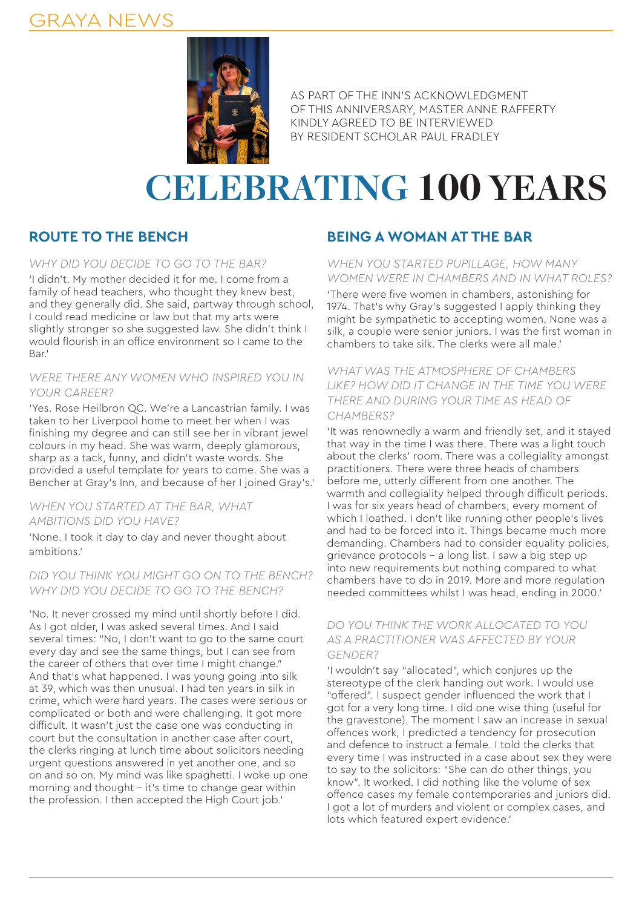AS PART OF THE INN'S ACKNOWLEDGMENT OF THIS ANNIVERSARY, MASTER ANNE RAFFERTY KINDLY AGREED TO BE INTERVIEWED BY RESIDENT SCHOLAR PAUL FRADLEY

# CELEBRATING 100 YEARS

## ROUTE TO THE BENCH

*WHY DID YOU DECIDE TO GO TO THE BAR?*

'I didn't. My mother decided it for me. I come from a family of head teachers, who thought they knew best, and they generally did. She said, partway through school, I could read medicine or law but that my arts were slightly stronger so she suggested law. She didn't think I would flourish in an office environment so I came to the Bar.'

*WERE THERE ANY WOMEN WHO INSPIRED YOU IN YOUR CAREER?*

'Yes. Rose Heilbron QC. We're a Lancastrian family. I was taken to her Liverpool home to meet her when I was finishing my degree and can still see her in vibrant jewel colours in my head. She was warm, deeply glamorous, sharp as a tack, funny, and didn't waste words. She provided a useful template for years to come. She was a Bencher at Gray's Inn, and because of her I joined Gray's.'

*WHEN YOU STARTED AT THE BAR, WHAT AMBITIONS DID YOU HAVE?*

'None. I took it day to day and never thought about ambitions.'

*DID YOU THINK YOU MIGHT GO ON TO THE BENCH? WHY DID YOU DECIDE TO GO TO THE BENCH?*

'No. It never crossed my mind until shortly before I did. As I got older, I was asked several times. And I said several times: "No, I don't want to go to the same court every day and see the same things, but I can see from the career of others that over time I might change." And that's what happened. I was young going into silk at 39, which was then unusual. I had ten years in silk in crime, which were hard years. The cases were serious or complicated or both and were challenging. It got more difficult. It wasn't just the case one was conducting in court but the consultation in another case after court, the clerks ringing at lunch time about solicitors needing urgent questions answered in yet another one, and so on and so on. My mind was like spaghetti. I woke up one morning and thought – it's time to change gear within the profession. I then accepted the High Court job.'

## BEING A WOMAN AT THE BAR

*WHEN YOU STARTED PUPILLAGE, HOW MANY WOMEN WERE IN CHAMBERS AND IN WHAT ROLES?*

'There were five women in chambers, astonishing for 1974. That's why Gray's suggested I apply thinking they might be sympathetic to accepting women. None was a silk, a couple were senior juniors. I was the first woman in chambers to take silk. The clerks were all male.'

*WHAT WAS THE ATMOSPHERE OF CHAMBERS LIKE? HOW DID IT CHANGE IN THE TIME YOU WERE THERE AND DURING YOUR TIME AS HEAD OF CHAMBERS?*

'It was renownedly a warm and friendly set, and it stayed that way in the time I was there. There was a light touch about the clerks' room. There was a collegiality amongst practitioners. There were three heads of chambers before me, utterly different from one another. The warmth and collegiality helped through difficult periods. I was for six years head of chambers, every moment of which I loathed. I don't like running other people's lives and had to be forced into it. Things became much more demanding. Chambers had to consider equality policies, grievance protocols – a long list. I saw a big step up into new requirements but nothing compared to what chambers have to do in 2019. More and more regulation needed committees whilst I was head, ending in 2000.'

*DO YOU THINK THE WORK ALLOCATED TO YOU AS A PRACTITIONER WAS AFFECTED BY YOUR GENDER?*

'I wouldn't say "allocated", which conjures up the stereotype of the clerk handing out work. I would use "offered". I suspect gender influenced the work that I got for a very long time. I did one wise thing (useful for the gravestone). The moment I saw an increase in sexual offences work, I predicted a tendency for prosecution and defence to instruct a female. I told the clerks that every time I was instructed in a case about sex they were to say to the solicitors: "She can do other things, you know". It worked. I did nothing like the volume of sex offence cases my female contemporaries and juniors did. I got a lot of murders and violent or complex cases, and lots which featured expert evidence.'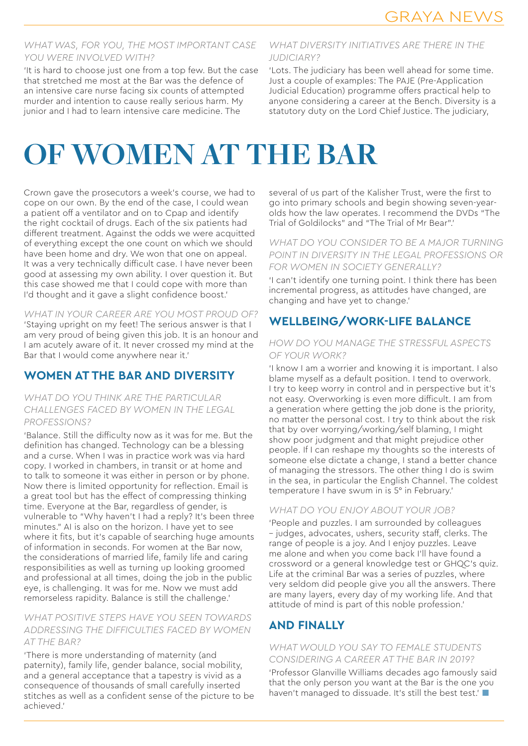*WHAT WAS, FOR YOU, THE MOST IMPORTANT CASE YOU WERE INVOLVED WITH?*

'It is hard to choose just one from a top few. But the case that stretched me most at the Bar was the defence of an intensive care nurse facing six counts of attempted murder and intention to cause really serious harm. My junior and I had to learn intensive care medicine. The Crown gave the prosecutors a week's course, we had to cope on our own. By the end of the case, I could wean a patient off a ventilator and on to Cpap and identify the right cocktail of drugs. Each of the six patients had different treatment. Against the odds we were acquitted of everything except the one count on which we should have been home and dry. We won that one on appeal. It was a very technically difficult case. I have never been good at assessing my own ability. I over question it. But this case showed me that I could cope with more than I'd thought and it gave a slight confidence boost.'

*WHAT IN YOUR CAREER ARE YOU MOST PROUD OF?*

'Staying upright on my feet! The serious answer is that I am very proud of being given this job. It is an honour and I am acutely aware of it. It never crossed my mind at the Bar that I would come anywhere near it.'

## WOMEN AT THE BAR AND DIVERSITY

*WHAT DO YOU THINK ARE THE PARTICULAR CHALLENGES FACED BY WOMEN IN THE LEGAL PROFESSIONS?*

'Balance. Still the difficulty now as it was for me. But the definition has changed. Technology can be a blessing and a curse. When I was in practice work was via hard copy. I worked in chambers, in transit or at home and to talk to someone it was either in person or by phone. Now there is limited opportunity for reflection. Email is a great tool but has the effect of compressing thinking time. Everyone at the Bar, regardless of gender, is vulnerable to "Why haven't I had a reply? It's been three minutes." AI is also on the horizon. I have yet to see where it fits, but it's capable of searching huge amounts of information in seconds. For women at the Bar now, the considerations of married life, family life and caring responsibilities as well as turning up looking groomed and professional at all times, doing the job in the public eye, is challenging. It was for me. Now we must add remorseless rapidity. Balance is still the challenge.'

*WHAT POSITIVE STEPS HAVE YOU SEEN TOWARDS ADDRESSING THE DIFFICULTIES FACED BY WOMEN AT THE BAR?*

'There is more understanding of maternity (and paternity), family life, gender balance, social mobility, and a general acceptance that a tapestry is vivid as a consequence of thousands of small carefully inserted stitches as well as a confident sense of the picture to be achieved.'

*WHAT DIVERSITY INITIATIVES ARE THERE IN THE JUDICIARY?*

'Lots. The judiciary has been well ahead for some time. Just a couple of examples: The PAJE (Pre-Application Judicial Education) programme offers practical help to anyone considering a career at the Bench. Diversity is a statutory duty on the Lord Chief Justice. The judiciary, several of us part of the Kalisher Trust, were the first to go into primary schools and begin showing seven-year-olds how the law operates. I recommend the DVDs "The Trial of Goldilocks" and "The Trial of Mr Bear".'

*WHAT DO YOU CONSIDER TO BE A MAJOR TURNING POINT IN DIVERSITY IN THE LEGAL PROFESSIONS OR FOR WOMEN IN SOCIETY GENERALLY?*

'I can't identify one turning point. I think there has been incremental progress, as attitudes have changed, are changing and have yet to change.'

## WELLBEING/WORK-LIFE BALANCE

*HOW DO YOU MANAGE THE STRESSFUL ASPECTS OF YOUR WORK?*

'I know I am a worrier and knowing it is important. I also blame myself as a default position. I tend to overwork. I try to keep worry in control and in perspective but it's not easy. Overworking is even more difficult. I am from a generation where getting the job done is the priority, no matter the personal cost. I try to think about the risk that by over worrying/working/self blaming, I might show poor judgment and that might prejudice other people. If I can reshape my thoughts so the interests of someone else dictate a change, I stand a better chance of managing the stressors. The other thing I do is swim in the sea, in particular the English Channel. The coldest temperature I have swum in is 5° in February.'

*WHAT DO YOU ENJOY ABOUT YOUR JOB?*

'People and puzzles. I am surrounded by colleagues – judges, advocates, ushers, security staff, clerks. The range of people is a joy. And I enjoy puzzles. Leave me alone and when you come back I'll have found a crossword or a general knowledge test or GHQC's quiz. Life at the criminal Bar was a series of puzzles, where very seldom did people give you all the answers. There are many layers, every day of my working life. And that attitude of mind is part of this noble profession.'

## AND FINALLY

*WHAT WOULD YOU SAY TO FEMALE STUDENTS CONSIDERING A CAREER AT THE BAR IN 2019?*

'Professor Glanville Williams decades ago famously said that the only person you want at the Bar is the one you haven't managed to dissuade. It's still the best test.' ■